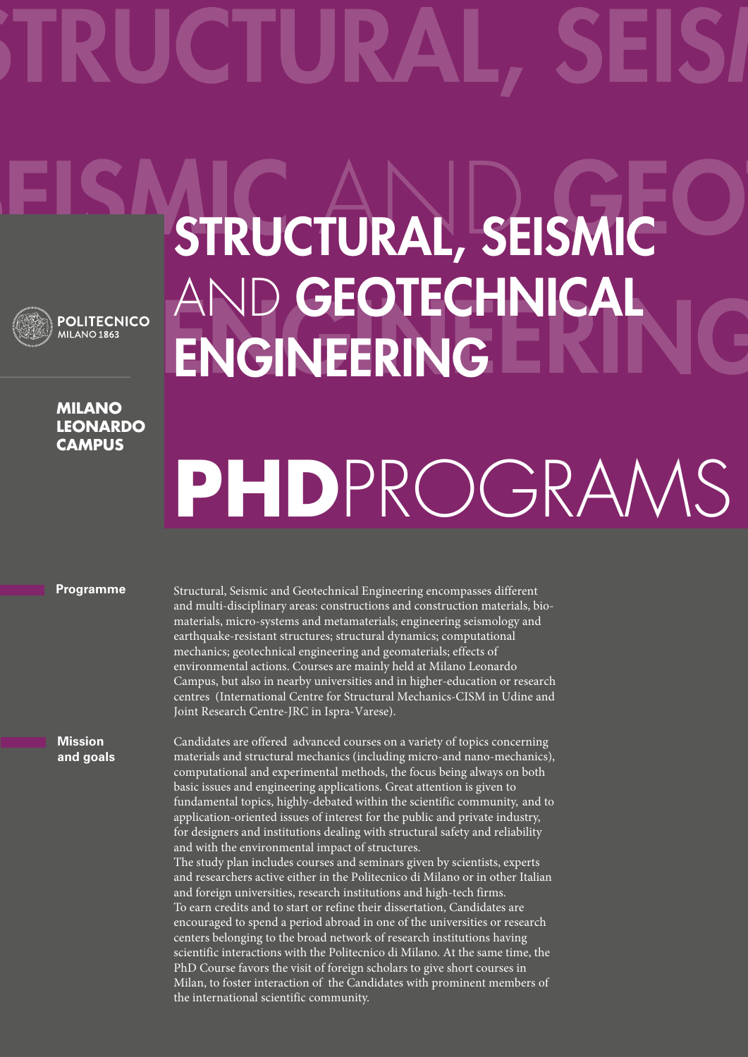POLITECNICO MILANO 1863

**MILANO LEONARDO CAMPUS**

# STRUCTURAL, SEISMIC AND GEOTECHNICAL ENGINEERING

# PHD PROGRAMS

## Programme

Structural, Seismic and Geotechnical Engineering encompasses different and multi-disciplinary areas: constructions and construction materials, bio-materials, micro-systems and metamaterials; engineering seismology and earthquake-resistant structures; structural dynamics; computational mechanics; geotechnical engineering and geomaterials; effects of environmental actions. Courses are mainly held at Milano Leonardo Campus, but also in nearby universities and in higher-education or research centres (International Centre for Structural Mechanics-CISM in Udine and Joint Research Centre-JRC in Ispra-Varese).

## Mission and goals

Candidates are offered advanced courses on a variety of topics concerning materials and structural mechanics (including micro-and nano-mechanics), computational and experimental methods, the focus being always on both basic issues and engineering applications. Great attention is given to fundamental topics, highly-debated within the scientific community, and to application-oriented issues of interest for the public and private industry, for designers and institutions dealing with structural safety and reliability and with the environmental impact of structures.

The study plan includes courses and seminars given by scientists, experts and researchers active either in the Politecnico di Milano or in other Italian and foreign universities, research institutions and high-tech firms.

To earn credits and to start or refine their dissertation, Candidates are encouraged to spend a period abroad in one of the universities or research centers belonging to the broad network of research institutions having scientific interactions with the Politecnico di Milano. At the same time, the PhD Course favors the visit of foreign scholars to give short courses in Milan, to foster interaction of the Candidates with prominent members of the international scientific community.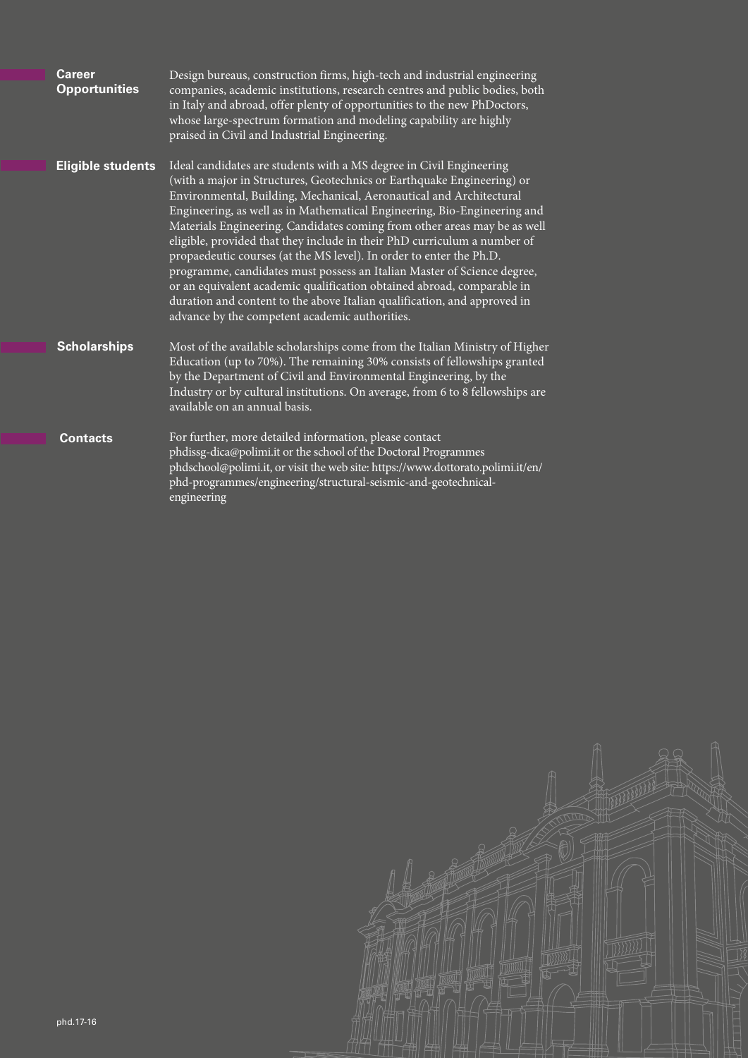## Career Opportunities

Design bureaus, construction firms, high-tech and industrial engineering companies, academic institutions, research centres and public bodies, both in Italy and abroad, offer plenty of opportunities to the new PhDoctors, whose large-spectrum formation and modeling capability are highly praised in Civil and Industrial Engineering.

## Eligible students

Ideal candidates are students with a MS degree in Civil Engineering (with a major in Structures, Geotechnics or Earthquake Engineering) or Environmental, Building, Mechanical, Aeronautical and Architectural Engineering, as well as in Mathematical Engineering, Bio-Engineering and Materials Engineering. Candidates coming from other areas may be as well eligible, provided that they include in their PhD curriculum a number of propaedeutic courses (at the MS level). In order to enter the Ph.D. programme, candidates must possess an Italian Master of Science degree, or an equivalent academic qualification obtained abroad, comparable in duration and content to the above Italian qualification, and approved in advance by the competent academic authorities.

## Scholarships

Most of the available scholarships come from the Italian Ministry of Higher Education (up to 70%). The remaining 30% consists of fellowships granted by the Department of Civil and Environmental Engineering, by the Industry or by cultural institutions. On average, from 6 to 8 fellowships are available on an annual basis.

## Contacts

For further, more detailed information, please contact phdissg-dica@polimi.it or the school of the Doctoral Programmes phdschool@polimi.it, or visit the web site: https://www.dottorato.polimi.it/en/phd-programmes/engineering/structural-seismic-and-geotechnical-engineering

phd.17-16